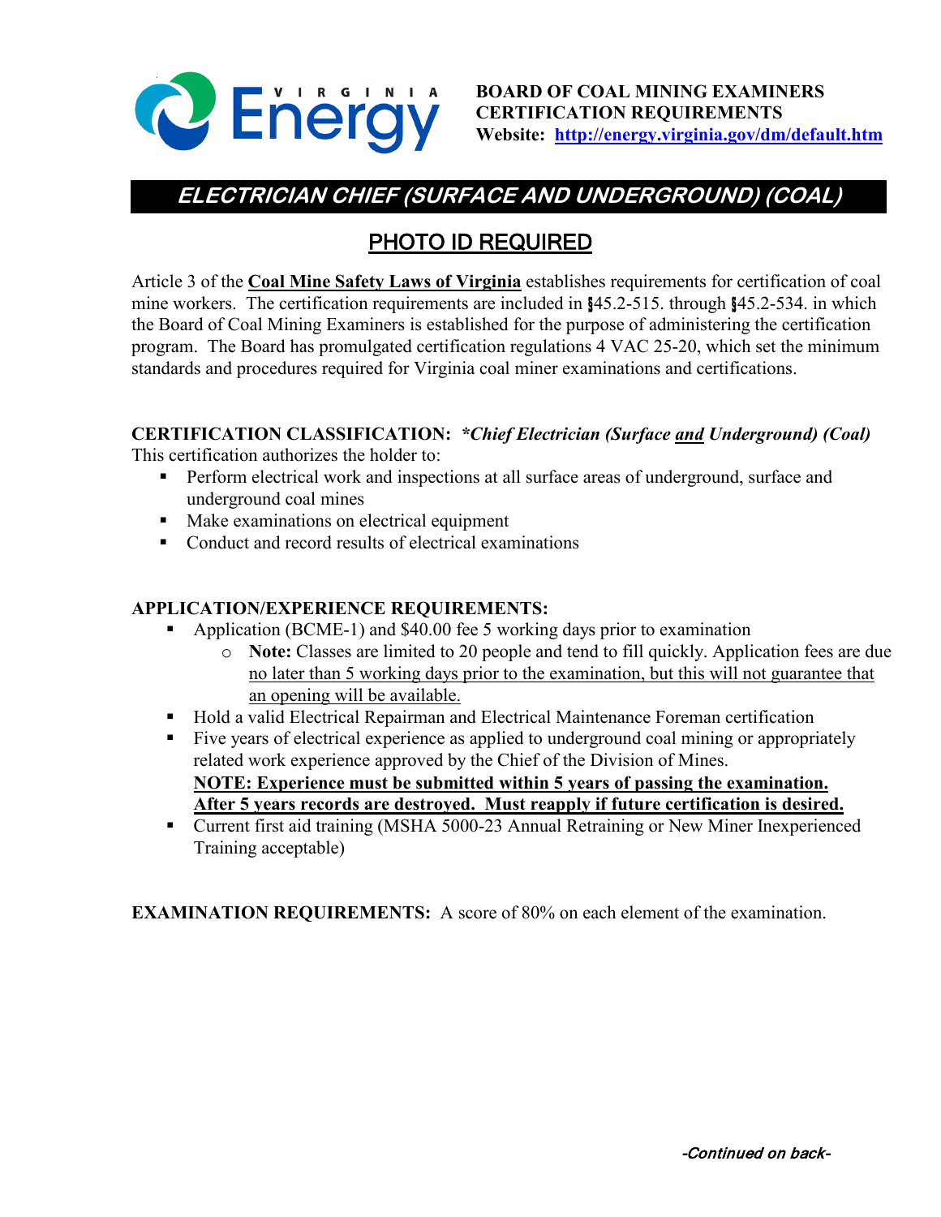**BOARD OF COAL MINING EXAMINERS**
**CERTIFICATION REQUIREMENTS**
**Website: [http://energy.virginia.gov/dm/default.htm](http://energy.virginia.gov/dm/default.htm)**

# *ELECTRICIAN CHIEF (SURFACE AND UNDERGROUND) (COAL)*

## PHOTO ID REQUIRED

Article 3 of the **Coal Mine Safety Laws of Virginia** establishes requirements for certification of coal mine workers. The certification requirements are included in §45.2-515. through §45.2-534. in which the Board of Coal Mining Examiners is established for the purpose of administering the certification program. The Board has promulgated certification regulations 4 VAC 25-20, which set the minimum standards and procedures required for Virginia coal miner examinations and certifications.

**CERTIFICATION CLASSIFICATION:** ***\*Chief Electrician (Surface and Underground) (Coal)***
This certification authorizes the holder to:

- Perform electrical work and inspections at all surface areas of underground, surface and underground coal mines
- Make examinations on electrical equipment
- Conduct and record results of electrical examinations

**APPLICATION/EXPERIENCE REQUIREMENTS:**

- Application (BCME-1) and $40.00 fee 5 working days prior to examination
  - **Note:** Classes are limited to 20 people and tend to fill quickly. Application fees are due no later than 5 working days prior to the examination, but this will not guarantee that an opening will be available.
- Hold a valid Electrical Repairman and Electrical Maintenance Foreman certification
- Five years of electrical experience as applied to underground coal mining or appropriately related work experience approved by the Chief of the Division of Mines.
  **NOTE: Experience must be submitted within 5 years of passing the examination. After 5 years records are destroyed. Must reapply if future certification is desired.**
- Current first aid training (MSHA 5000-23 Annual Retraining or New Miner Inexperienced Training acceptable)

**EXAMINATION REQUIREMENTS:** A score of 80% on each element of the examination.

*-Continued on back-*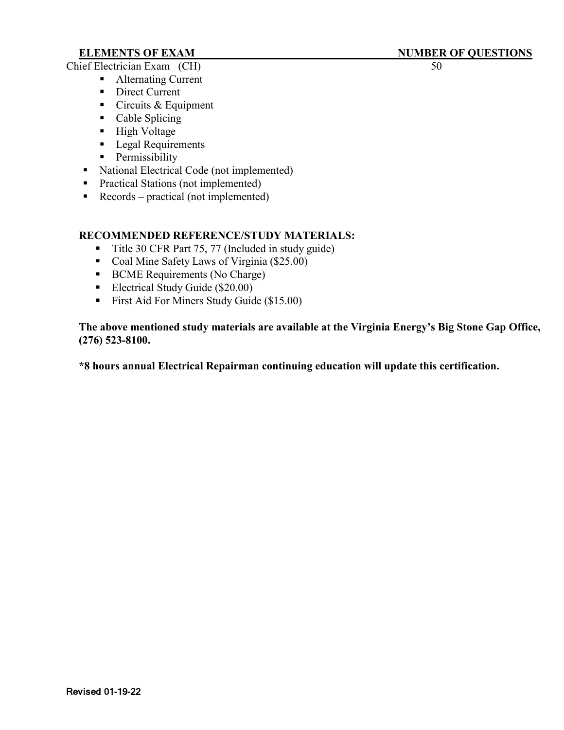| **ELEMENTS OF EXAM** | **NUMBER OF QUESTIONS** |
| --- | --- |
| Chief Electrician Exam (CH) | 50 |

- Alternating Current
- Direct Current
- Circuits & Equipment
- Cable Splicing
- High Voltage
- Legal Requirements
- Permissibility
- National Electrical Code (not implemented)
- Practical Stations (not implemented)
- Records – practical (not implemented)

**RECOMMENDED REFERENCE/STUDY MATERIALS:**

- Title 30 CFR Part 75, 77 (Included in study guide)
- Coal Mine Safety Laws of Virginia ($25.00)
- BCME Requirements (No Charge)
- Electrical Study Guide ($20.00)
- First Aid For Miners Study Guide ($15.00)

**The above mentioned study materials are available at the Virginia Energy's Big Stone Gap Office, (276) 523-8100.**

**\*8 hours annual Electrical Repairman continuing education will update this certification.**

Revised 01-19-22